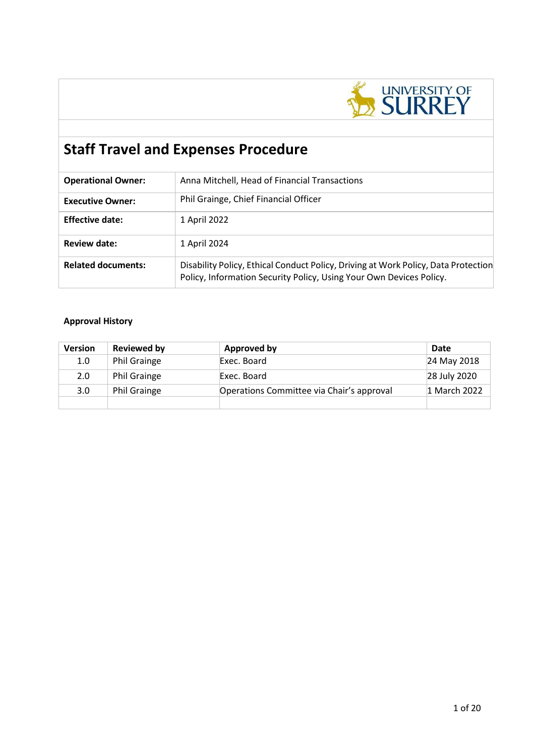# Staff Travel and Expenses Procedure

| | |
|---|---|
| **Operational Owner:** | Anna Mitchell, Head of Financial Transactions |
| **Executive Owner:** | Phil Grainge, Chief Financial Officer |
| **Effective date:** | 1 April 2022 |
| **Review date:** | 1 April 2024 |
| **Related documents:** | Disability Policy, Ethical Conduct Policy, Driving at Work Policy, Data Protection Policy, Information Security Policy, Using Your Own Devices Policy. |

**Approval History**

| Version | Reviewed by | Approved by | Date |
|---|---|---|---|
| 1.0 | Phil Grainge | Exec. Board | 24 May 2018 |
| 2.0 | Phil Grainge | Exec. Board | 28 July 2020 |
| 3.0 | Phil Grainge | Operations Committee via Chair's approval | 1 March 2022 |
| | | | |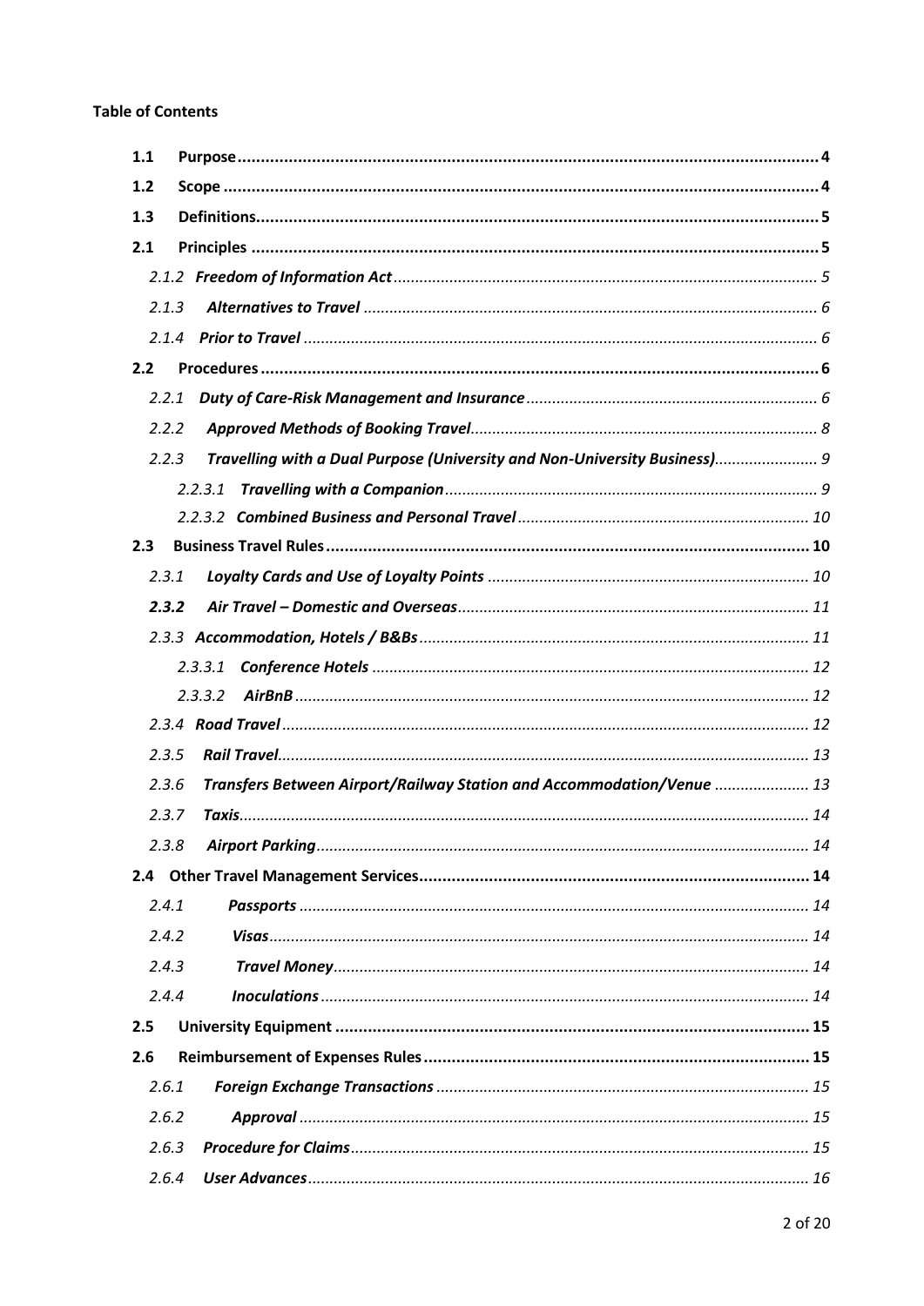**Table of Contents**

- **1.1 Purpose** ... 4
- **1.2 Scope** ... 4
- **1.3 Definitions** ... 5
- **2.1 Principles** ... 5
  - *2.1.2 **Freedom of Information Act*** ... 5
  - *2.1.3 **Alternatives to Travel*** ... 6
  - *2.1.4 **Prior to Travel*** ... 6
- **2.2 Procedures** ... 6
  - *2.2.1 **Duty of Care-Risk Management and Insurance*** ... 6
  - *2.2.2 **Approved Methods of Booking Travel*** ... 8
  - *2.2.3 **Travelling with a Dual Purpose (University and Non-University Business)*** ... 9
    - *2.2.3.1 **Travelling with a Companion*** ... 9
    - *2.2.3.2 **Combined Business and Personal Travel*** ... 10
- **2.3 Business Travel Rules** ... 10
  - *2.3.1 **Loyalty Cards and Use of Loyalty Points*** ... 10
  - ***2.3.2 Air Travel – Domestic and Overseas*** ... 11
  - *2.3.3 **Accommodation, Hotels / B&Bs*** ... 11
    - *2.3.3.1 **Conference Hotels*** ... 12
    - *2.3.3.2 **AirBnB*** ... 12
  - *2.3.4 **Road Travel*** ... 12
  - *2.3.5 **Rail Travel*** ... 13
  - *2.3.6 **Transfers Between Airport/Railway Station and Accommodation/Venue*** ... 13
  - *2.3.7 **Taxis*** ... 14
  - *2.3.8 **Airport Parking*** ... 14
- **2.4 Other Travel Management Services** ... 14
  - *2.4.1 **Passports*** ... 14
  - *2.4.2 **Visas*** ... 14
  - *2.4.3 **Travel Money*** ... 14
  - *2.4.4 **Inoculations*** ... 14
- **2.5 University Equipment** ... 15
- **2.6 Reimbursement of Expenses Rules** ... 15
  - *2.6.1 **Foreign Exchange Transactions*** ... 15
  - *2.6.2 **Approval*** ... 15
  - *2.6.3 **Procedure for Claims*** ... 15
  - *2.6.4 **User Advances*** ... 16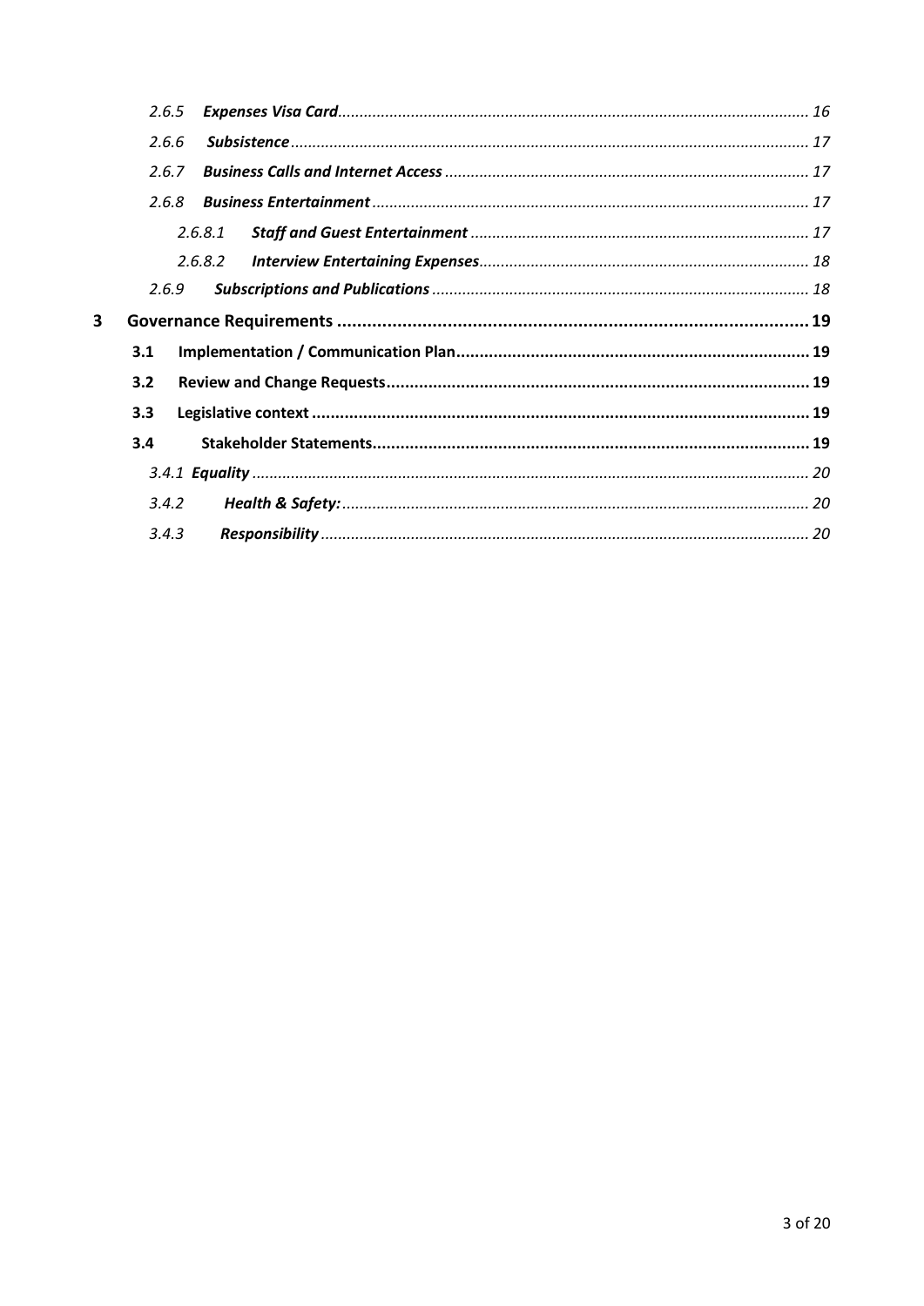- 2.6.5 ***Expenses Visa Card*** ... 16
- 2.6.6 ***Subsistence*** ... 17
- 2.6.7 ***Business Calls and Internet Access*** ... 17
- 2.6.8 ***Business Entertainment*** ... 17
  - 2.6.8.1 ***Staff and Guest Entertainment*** ... 17
  - 2.6.8.2 ***Interview Entertaining Expenses*** ... 18
- 2.6.9 ***Subscriptions and Publications*** ... 18

**3 Governance Requirements ... 19**

- **3.1 Implementation / Communication Plan ... 19**
- **3.2 Review and Change Requests ... 19**
- **3.3 Legislative context ... 19**
- **3.4 Stakeholder Statements ... 19**
  - 3.4.1 ***Equality*** ... 20
  - 3.4.2 ***Health & Safety:*** ... 20
  - 3.4.3 ***Responsibility*** ... 20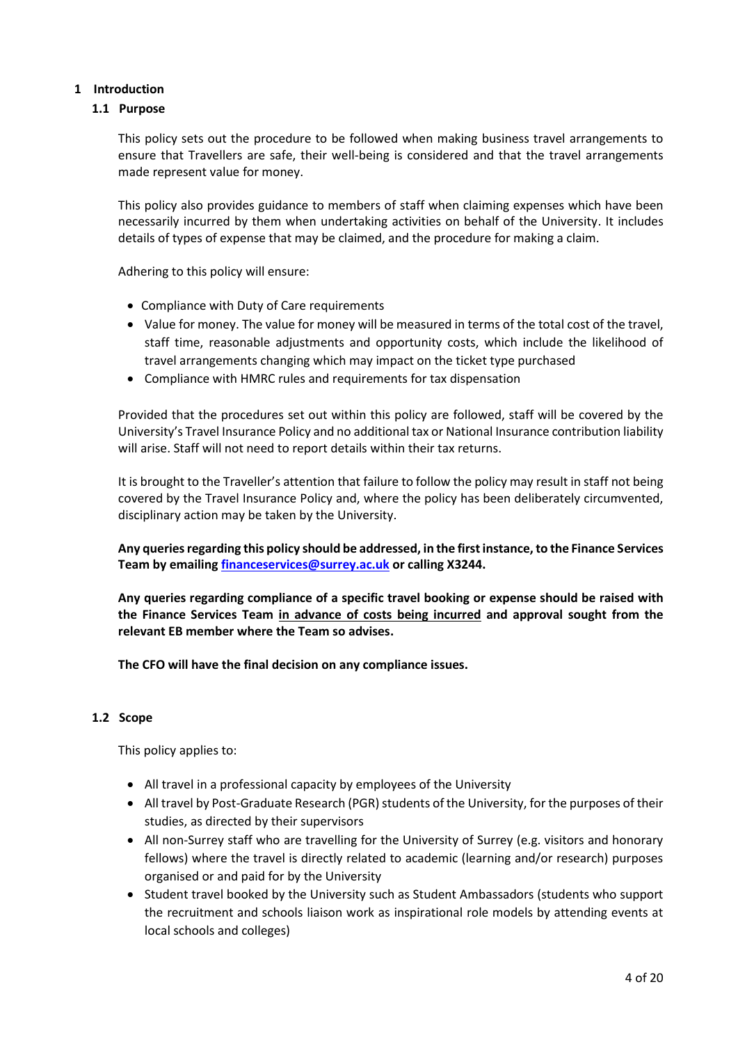# 1 Introduction

## 1.1 Purpose

This policy sets out the procedure to be followed when making business travel arrangements to ensure that Travellers are safe, their well-being is considered and that the travel arrangements made represent value for money.

This policy also provides guidance to members of staff when claiming expenses which have been necessarily incurred by them when undertaking activities on behalf of the University. It includes details of types of expense that may be claimed, and the procedure for making a claim.

Adhering to this policy will ensure:

- Compliance with Duty of Care requirements
- Value for money. The value for money will be measured in terms of the total cost of the travel, staff time, reasonable adjustments and opportunity costs, which include the likelihood of travel arrangements changing which may impact on the ticket type purchased
- Compliance with HMRC rules and requirements for tax dispensation

Provided that the procedures set out within this policy are followed, staff will be covered by the University's Travel Insurance Policy and no additional tax or National Insurance contribution liability will arise. Staff will not need to report details within their tax returns.

It is brought to the Traveller's attention that failure to follow the policy may result in staff not being covered by the Travel Insurance Policy and, where the policy has been deliberately circumvented, disciplinary action may be taken by the University.

**Any queries regarding this policy should be addressed, in the first instance, to the Finance Services Team by emailing [financeservices@surrey.ac.uk](mailto:financeservices@surrey.ac.uk) or calling X3244.**

**Any queries regarding compliance of a specific travel booking or expense should be raised with the Finance Services Team <u>in advance of costs being incurred</u> and approval sought from the relevant EB member where the Team so advises.**

**The CFO will have the final decision on any compliance issues.**

## 1.2 Scope

This policy applies to:

- All travel in a professional capacity by employees of the University
- All travel by Post-Graduate Research (PGR) students of the University, for the purposes of their studies, as directed by their supervisors
- All non-Surrey staff who are travelling for the University of Surrey (e.g. visitors and honorary fellows) where the travel is directly related to academic (learning and/or research) purposes organised or and paid for by the University
- Student travel booked by the University such as Student Ambassadors (students who support the recruitment and schools liaison work as inspirational role models by attending events at local schools and colleges)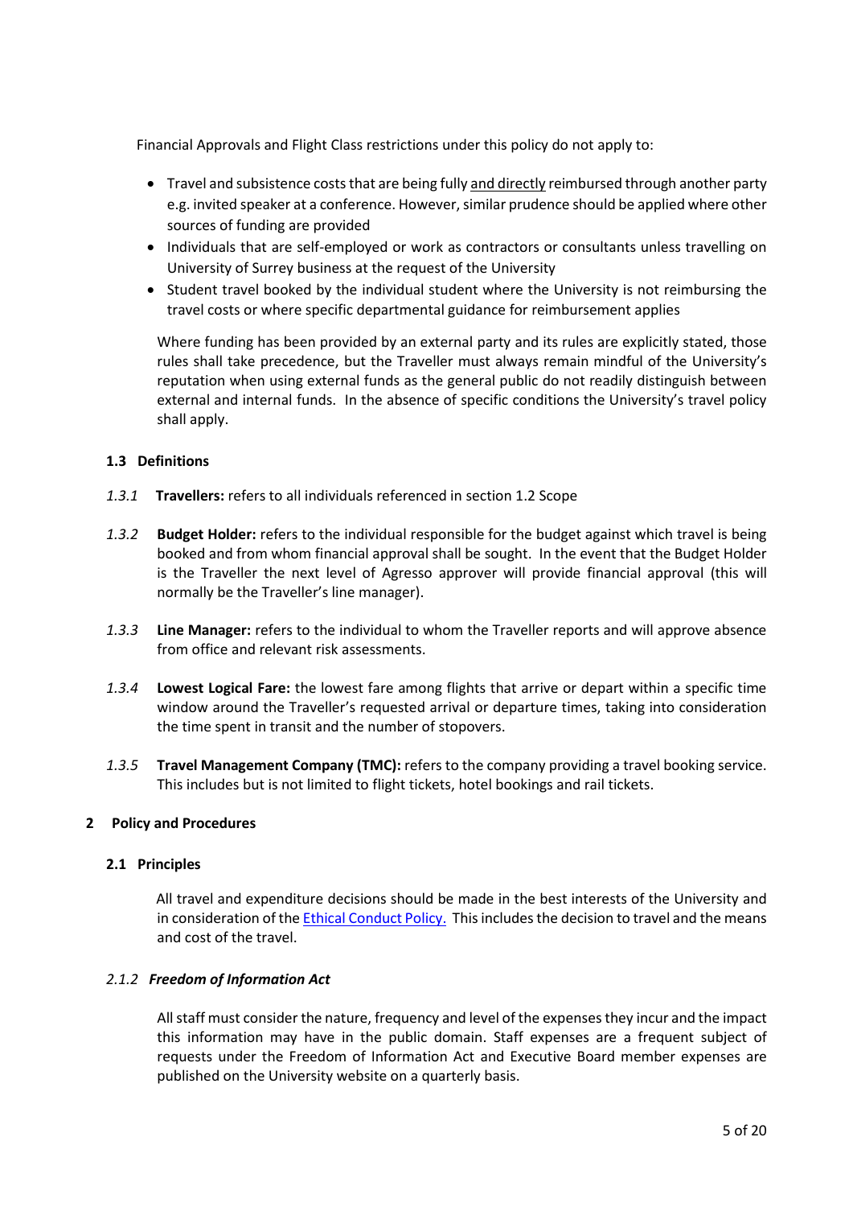Financial Approvals and Flight Class restrictions under this policy do not apply to:

- Travel and subsistence costs that are being fully and directly reimbursed through another party e.g. invited speaker at a conference. However, similar prudence should be applied where other sources of funding are provided
- Individuals that are self-employed or work as contractors or consultants unless travelling on University of Surrey business at the request of the University
- Student travel booked by the individual student where the University is not reimbursing the travel costs or where specific departmental guidance for reimbursement applies

Where funding has been provided by an external party and its rules are explicitly stated, those rules shall take precedence, but the Traveller must always remain mindful of the University's reputation when using external funds as the general public do not readily distinguish between external and internal funds. In the absence of specific conditions the University's travel policy shall apply.

### 1.3 Definitions

*1.3.1* **Travellers:** refers to all individuals referenced in section 1.2 Scope

*1.3.2* **Budget Holder:** refers to the individual responsible for the budget against which travel is being booked and from whom financial approval shall be sought. In the event that the Budget Holder is the Traveller the next level of Agresso approver will provide financial approval (this will normally be the Traveller's line manager).

*1.3.3* **Line Manager:** refers to the individual to whom the Traveller reports and will approve absence from office and relevant risk assessments.

*1.3.4* **Lowest Logical Fare:** the lowest fare among flights that arrive or depart within a specific time window around the Traveller's requested arrival or departure times, taking into consideration the time spent in transit and the number of stopovers.

*1.3.5* **Travel Management Company (TMC):** refers to the company providing a travel booking service. This includes but is not limited to flight tickets, hotel bookings and rail tickets.

## 2 Policy and Procedures

### 2.1 Principles

All travel and expenditure decisions should be made in the best interests of the University and in consideration of the Ethical Conduct Policy. This includes the decision to travel and the means and cost of the travel.

#### *2.1.2 Freedom of Information Act*

All staff must consider the nature, frequency and level of the expenses they incur and the impact this information may have in the public domain. Staff expenses are a frequent subject of requests under the Freedom of Information Act and Executive Board member expenses are published on the University website on a quarterly basis.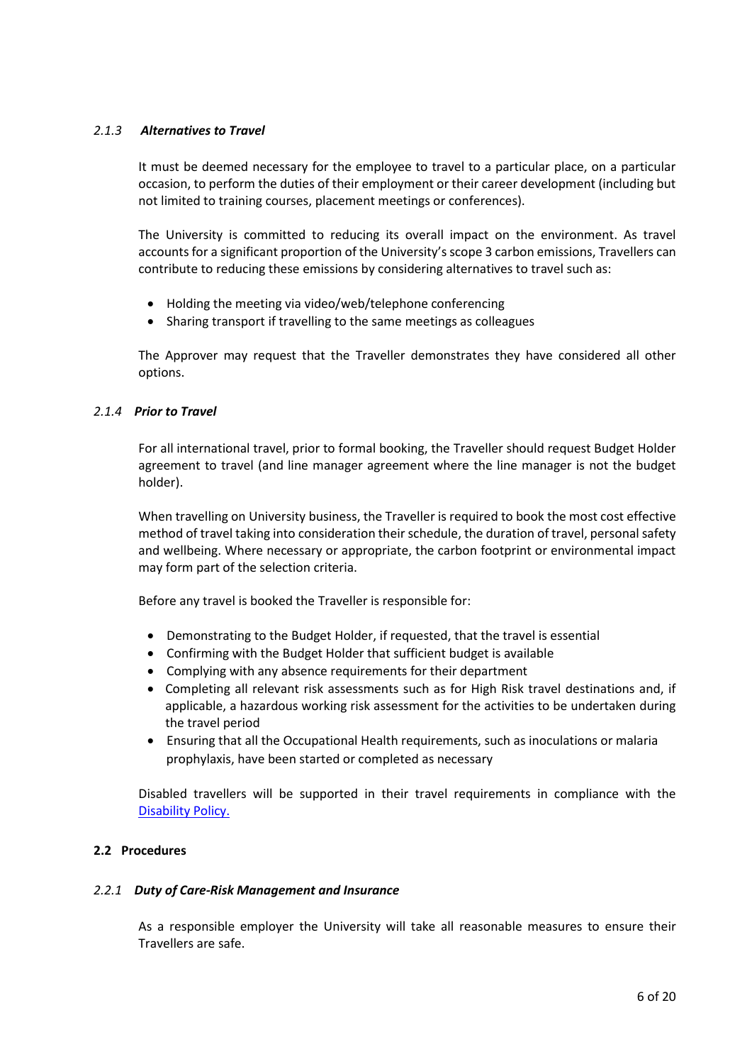#### *2.1.3 Alternatives to Travel*

It must be deemed necessary for the employee to travel to a particular place, on a particular occasion, to perform the duties of their employment or their career development (including but not limited to training courses, placement meetings or conferences).

The University is committed to reducing its overall impact on the environment. As travel accounts for a significant proportion of the University's scope 3 carbon emissions, Travellers can contribute to reducing these emissions by considering alternatives to travel such as:

- Holding the meeting via video/web/telephone conferencing
- Sharing transport if travelling to the same meetings as colleagues

The Approver may request that the Traveller demonstrates they have considered all other options.

#### *2.1.4 Prior to Travel*

For all international travel, prior to formal booking, the Traveller should request Budget Holder agreement to travel (and line manager agreement where the line manager is not the budget holder).

When travelling on University business, the Traveller is required to book the most cost effective method of travel taking into consideration their schedule, the duration of travel, personal safety and wellbeing. Where necessary or appropriate, the carbon footprint or environmental impact may form part of the selection criteria.

Before any travel is booked the Traveller is responsible for:

- Demonstrating to the Budget Holder, if requested, that the travel is essential
- Confirming with the Budget Holder that sufficient budget is available
- Complying with any absence requirements for their department
- Completing all relevant risk assessments such as for High Risk travel destinations and, if applicable, a hazardous working risk assessment for the activities to be undertaken during the travel period
- Ensuring that all the Occupational Health requirements, such as inoculations or malaria prophylaxis, have been started or completed as necessary

Disabled travellers will be supported in their travel requirements in compliance with the Disability Policy.

### 2.2 Procedures

#### *2.2.1 Duty of Care-Risk Management and Insurance*

As a responsible employer the University will take all reasonable measures to ensure their Travellers are safe.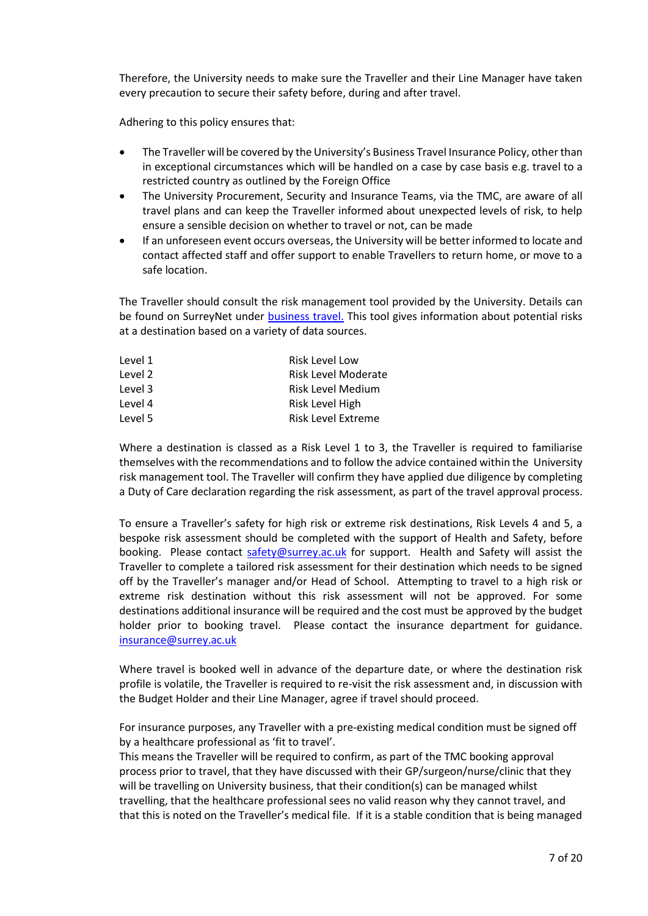Therefore, the University needs to make sure the Traveller and their Line Manager have taken every precaution to secure their safety before, during and after travel.

Adhering to this policy ensures that:

- The Traveller will be covered by the University's Business Travel Insurance Policy, other than in exceptional circumstances which will be handled on a case by case basis e.g. travel to a restricted country as outlined by the Foreign Office
- The University Procurement, Security and Insurance Teams, via the TMC, are aware of all travel plans and can keep the Traveller informed about unexpected levels of risk, to help ensure a sensible decision on whether to travel or not, can be made
- If an unforeseen event occurs overseas, the University will be better informed to locate and contact affected staff and offer support to enable Travellers to return home, or move to a safe location.

The Traveller should consult the risk management tool provided by the University. Details can be found on SurreyNet under [business travel.](business travel.) This tool gives information about potential risks at a destination based on a variety of data sources.

| | |
|---|---|
| Level 1 | Risk Level Low |
| Level 2 | Risk Level Moderate |
| Level 3 | Risk Level Medium |
| Level 4 | Risk Level High |
| Level 5 | Risk Level Extreme |

Where a destination is classed as a Risk Level 1 to 3, the Traveller is required to familiarise themselves with the recommendations and to follow the advice contained within the University risk management tool. The Traveller will confirm they have applied due diligence by completing a Duty of Care declaration regarding the risk assessment, as part of the travel approval process.

To ensure a Traveller's safety for high risk or extreme risk destinations, Risk Levels 4 and 5, a bespoke risk assessment should be completed with the support of Health and Safety, before booking. Please contact safety@surrey.ac.uk for support. Health and Safety will assist the Traveller to complete a tailored risk assessment for their destination which needs to be signed off by the Traveller's manager and/or Head of School. Attempting to travel to a high risk or extreme risk destination without this risk assessment will not be approved. For some destinations additional insurance will be required and the cost must be approved by the budget holder prior to booking travel. Please contact the insurance department for guidance. insurance@surrey.ac.uk

Where travel is booked well in advance of the departure date, or where the destination risk profile is volatile, the Traveller is required to re-visit the risk assessment and, in discussion with the Budget Holder and their Line Manager, agree if travel should proceed.

For insurance purposes, any Traveller with a pre-existing medical condition must be signed off by a healthcare professional as 'fit to travel'.
This means the Traveller will be required to confirm, as part of the TMC booking approval process prior to travel, that they have discussed with their GP/surgeon/nurse/clinic that they will be travelling on University business, that their condition(s) can be managed whilst travelling, that the healthcare professional sees no valid reason why they cannot travel, and that this is noted on the Traveller's medical file. If it is a stable condition that is being managed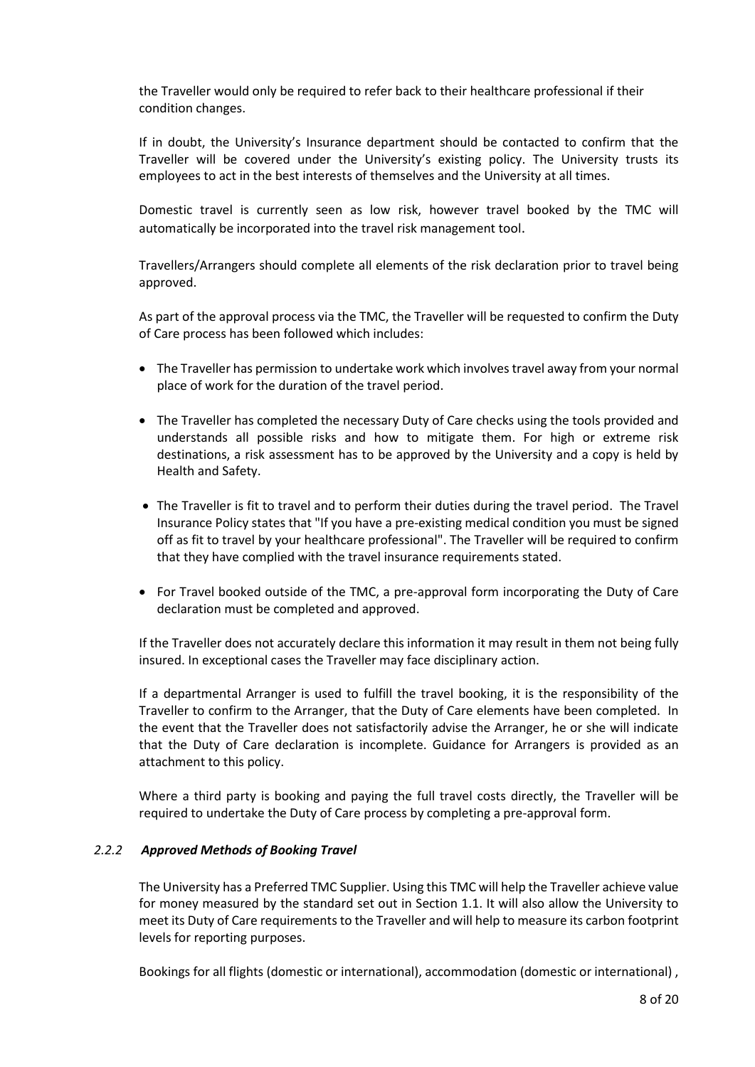the Traveller would only be required to refer back to their healthcare professional if their condition changes.

If in doubt, the University's Insurance department should be contacted to confirm that the Traveller will be covered under the University's existing policy. The University trusts its employees to act in the best interests of themselves and the University at all times.

Domestic travel is currently seen as low risk, however travel booked by the TMC will automatically be incorporated into the travel risk management tool.

Travellers/Arrangers should complete all elements of the risk declaration prior to travel being approved.

As part of the approval process via the TMC, the Traveller will be requested to confirm the Duty of Care process has been followed which includes:

- The Traveller has permission to undertake work which involves travel away from your normal place of work for the duration of the travel period.
- The Traveller has completed the necessary Duty of Care checks using the tools provided and understands all possible risks and how to mitigate them. For high or extreme risk destinations, a risk assessment has to be approved by the University and a copy is held by Health and Safety.
- The Traveller is fit to travel and to perform their duties during the travel period. The Travel Insurance Policy states that "If you have a pre-existing medical condition you must be signed off as fit to travel by your healthcare professional". The Traveller will be required to confirm that they have complied with the travel insurance requirements stated.
- For Travel booked outside of the TMC, a pre-approval form incorporating the Duty of Care declaration must be completed and approved.

If the Traveller does not accurately declare this information it may result in them not being fully insured. In exceptional cases the Traveller may face disciplinary action.

If a departmental Arranger is used to fulfill the travel booking, it is the responsibility of the Traveller to confirm to the Arranger, that the Duty of Care elements have been completed. In the event that the Traveller does not satisfactorily advise the Arranger, he or she will indicate that the Duty of Care declaration is incomplete. Guidance for Arrangers is provided as an attachment to this policy.

Where a third party is booking and paying the full travel costs directly, the Traveller will be required to undertake the Duty of Care process by completing a pre-approval form.

### *2.2.2 Approved Methods of Booking Travel*

The University has a Preferred TMC Supplier. Using this TMC will help the Traveller achieve value for money measured by the standard set out in Section 1.1. It will also allow the University to meet its Duty of Care requirements to the Traveller and will help to measure its carbon footprint levels for reporting purposes.

Bookings for all flights (domestic or international), accommodation (domestic or international) ,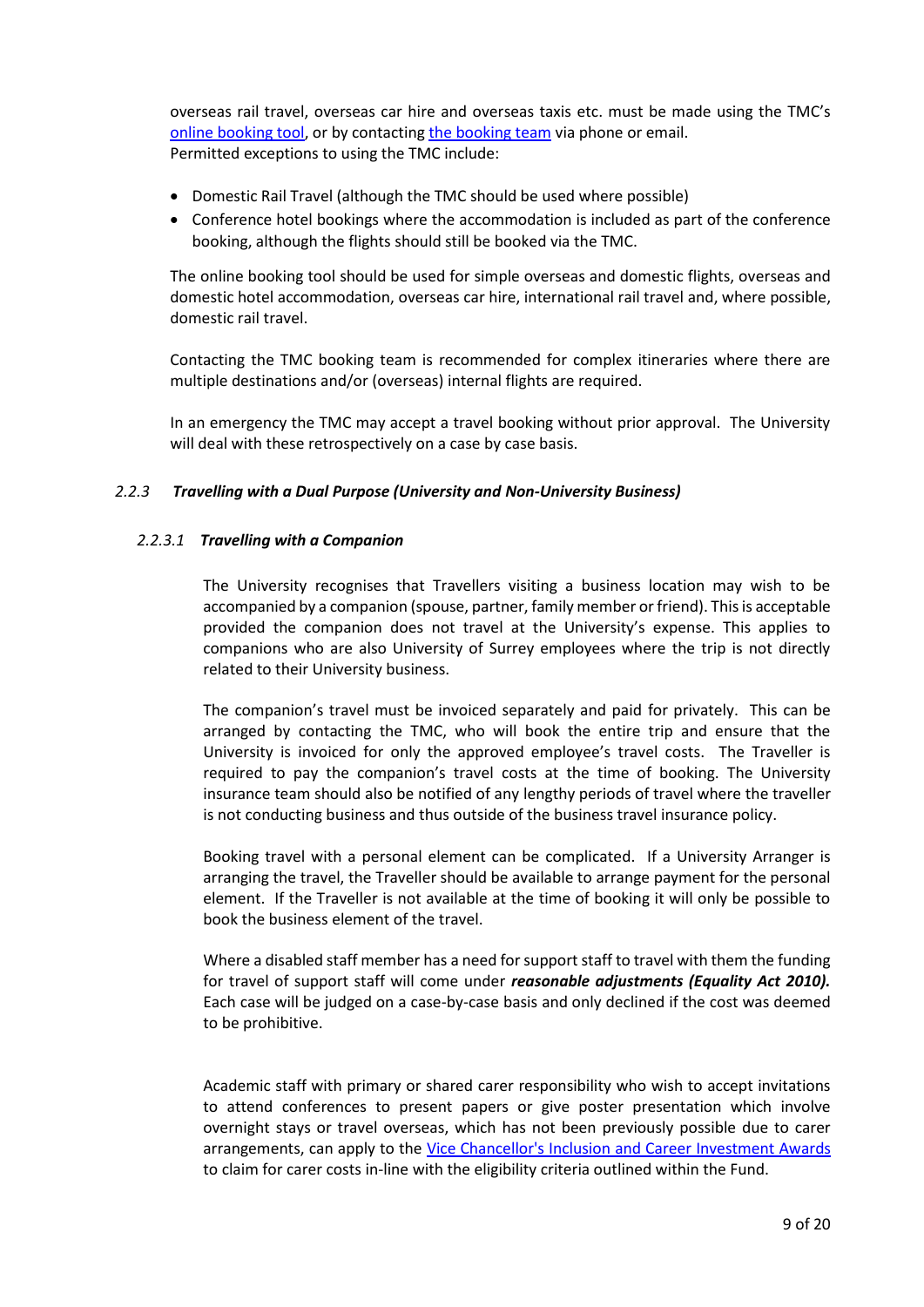overseas rail travel, overseas car hire and overseas taxis etc. must be made using the TMC's [online booking tool](), or by contacting [the booking team]() via phone or email.
Permitted exceptions to using the TMC include:

- Domestic Rail Travel (although the TMC should be used where possible)
- Conference hotel bookings where the accommodation is included as part of the conference booking, although the flights should still be booked via the TMC.

The online booking tool should be used for simple overseas and domestic flights, overseas and domestic hotel accommodation, overseas car hire, international rail travel and, where possible, domestic rail travel.

Contacting the TMC booking team is recommended for complex itineraries where there are multiple destinations and/or (overseas) internal flights are required.

In an emergency the TMC may accept a travel booking without prior approval. The University will deal with these retrospectively on a case by case basis.

### *2.2.3 Travelling with a Dual Purpose (University and Non-University Business)*

#### *2.2.3.1 Travelling with a Companion*

The University recognises that Travellers visiting a business location may wish to be accompanied by a companion (spouse, partner, family member or friend). This is acceptable provided the companion does not travel at the University's expense. This applies to companions who are also University of Surrey employees where the trip is not directly related to their University business.

The companion's travel must be invoiced separately and paid for privately. This can be arranged by contacting the TMC, who will book the entire trip and ensure that the University is invoiced for only the approved employee's travel costs. The Traveller is required to pay the companion's travel costs at the time of booking. The University insurance team should also be notified of any lengthy periods of travel where the traveller is not conducting business and thus outside of the business travel insurance policy.

Booking travel with a personal element can be complicated. If a University Arranger is arranging the travel, the Traveller should be available to arrange payment for the personal element. If the Traveller is not available at the time of booking it will only be possible to book the business element of the travel.

Where a disabled staff member has a need for support staff to travel with them the funding for travel of support staff will come under ***reasonable adjustments (Equality Act 2010).*** Each case will be judged on a case-by-case basis and only declined if the cost was deemed to be prohibitive.

Academic staff with primary or shared carer responsibility who wish to accept invitations to attend conferences to present papers or give poster presentation which involve overnight stays or travel overseas, which has not been previously possible due to carer arrangements, can apply to the [Vice Chancellor's Inclusion and Career Investment Awards]() to claim for carer costs in-line with the eligibility criteria outlined within the Fund.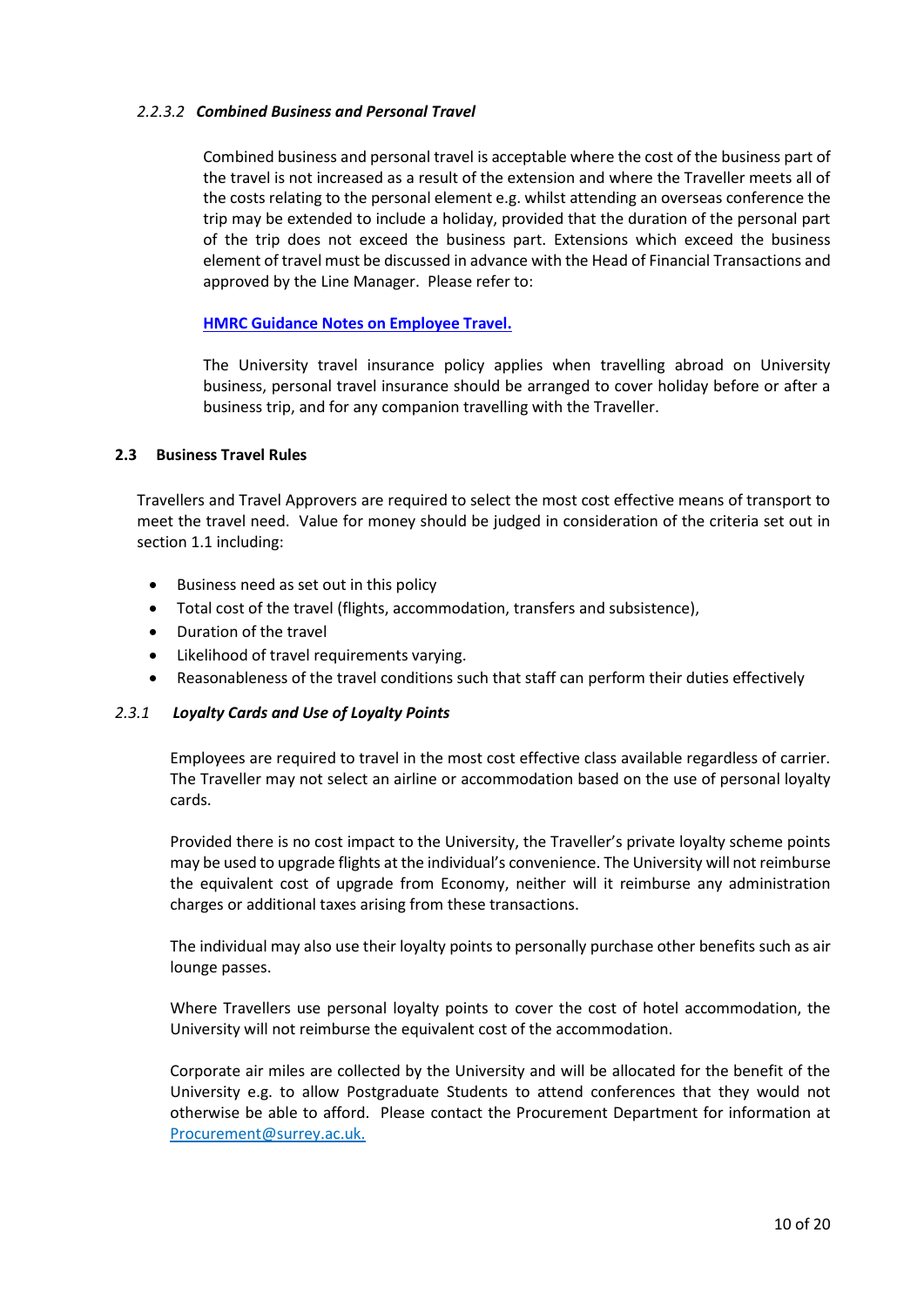#### *2.2.3.2 Combined Business and Personal Travel*

Combined business and personal travel is acceptable where the cost of the business part of the travel is not increased as a result of the extension and where the Traveller meets all of the costs relating to the personal element e.g. whilst attending an overseas conference the trip may be extended to include a holiday, provided that the duration of the personal part of the trip does not exceed the business part. Extensions which exceed the business element of travel must be discussed in advance with the Head of Financial Transactions and approved by the Line Manager. Please refer to:

**HMRC Guidance Notes on Employee Travel.**

The University travel insurance policy applies when travelling abroad on University business, personal travel insurance should be arranged to cover holiday before or after a business trip, and for any companion travelling with the Traveller.

### 2.3 Business Travel Rules

Travellers and Travel Approvers are required to select the most cost effective means of transport to meet the travel need. Value for money should be judged in consideration of the criteria set out in section 1.1 including:

- Business need as set out in this policy
- Total cost of the travel (flights, accommodation, transfers and subsistence),
- Duration of the travel
- Likelihood of travel requirements varying.
- Reasonableness of the travel conditions such that staff can perform their duties effectively

#### *2.3.1 Loyalty Cards and Use of Loyalty Points*

Employees are required to travel in the most cost effective class available regardless of carrier. The Traveller may not select an airline or accommodation based on the use of personal loyalty cards.

Provided there is no cost impact to the University, the Traveller's private loyalty scheme points may be used to upgrade flights at the individual's convenience. The University will not reimburse the equivalent cost of upgrade from Economy, neither will it reimburse any administration charges or additional taxes arising from these transactions.

The individual may also use their loyalty points to personally purchase other benefits such as air lounge passes.

Where Travellers use personal loyalty points to cover the cost of hotel accommodation, the University will not reimburse the equivalent cost of the accommodation.

Corporate air miles are collected by the University and will be allocated for the benefit of the University e.g. to allow Postgraduate Students to attend conferences that they would not otherwise be able to afford. Please contact the Procurement Department for information at Procurement@surrey.ac.uk.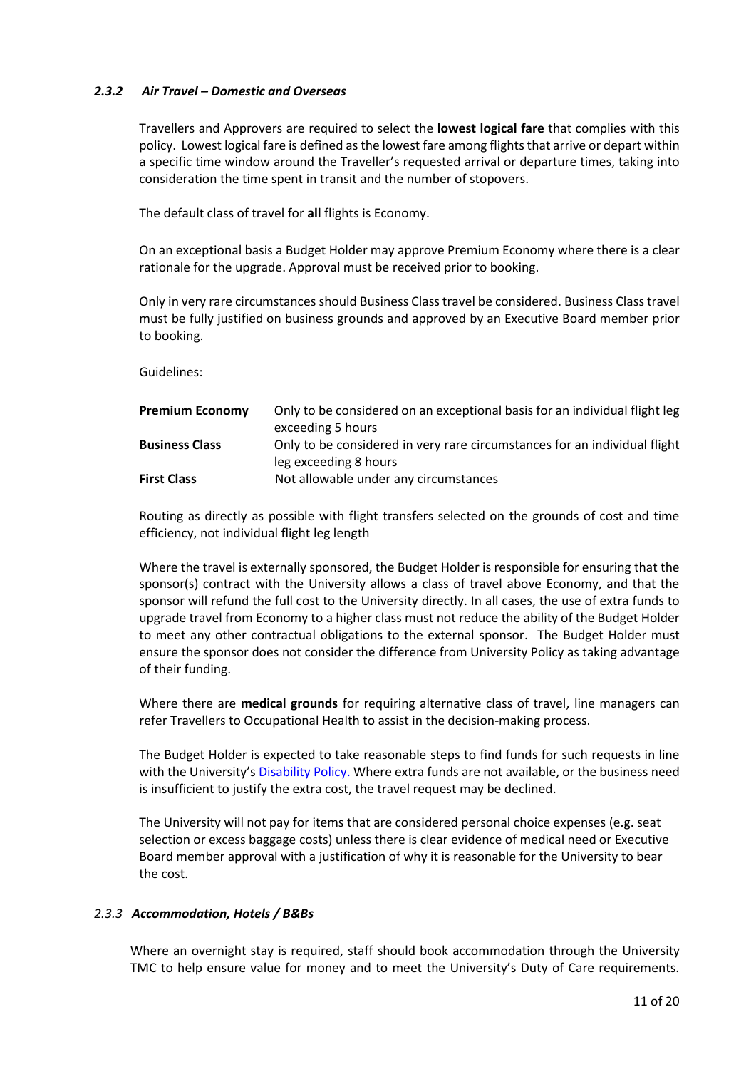#### *2.3.2 Air Travel – Domestic and Overseas*

Travellers and Approvers are required to select the **lowest logical fare** that complies with this policy. Lowest logical fare is defined as the lowest fare among flights that arrive or depart within a specific time window around the Traveller's requested arrival or departure times, taking into consideration the time spent in transit and the number of stopovers.

The default class of travel for **all** flights is Economy.

On an exceptional basis a Budget Holder may approve Premium Economy where there is a clear rationale for the upgrade. Approval must be received prior to booking.

Only in very rare circumstances should Business Class travel be considered. Business Class travel must be fully justified on business grounds and approved by an Executive Board member prior to booking.

Guidelines:

| | |
|---|---|
| **Premium Economy** | Only to be considered on an exceptional basis for an individual flight leg exceeding 5 hours |
| **Business Class** | Only to be considered in very rare circumstances for an individual flight leg exceeding 8 hours |
| **First Class** | Not allowable under any circumstances |

Routing as directly as possible with flight transfers selected on the grounds of cost and time efficiency, not individual flight leg length

Where the travel is externally sponsored, the Budget Holder is responsible for ensuring that the sponsor(s) contract with the University allows a class of travel above Economy, and that the sponsor will refund the full cost to the University directly. In all cases, the use of extra funds to upgrade travel from Economy to a higher class must not reduce the ability of the Budget Holder to meet any other contractual obligations to the external sponsor. The Budget Holder must ensure the sponsor does not consider the difference from University Policy as taking advantage of their funding.

Where there are **medical grounds** for requiring alternative class of travel, line managers can refer Travellers to Occupational Health to assist in the decision-making process.

The Budget Holder is expected to take reasonable steps to find funds for such requests in line with the University's Disability Policy. Where extra funds are not available, or the business need is insufficient to justify the extra cost, the travel request may be declined.

The University will not pay for items that are considered personal choice expenses (e.g. seat selection or excess baggage costs) unless there is clear evidence of medical need or Executive Board member approval with a justification of why it is reasonable for the University to bear the cost.

#### *2.3.3 Accommodation, Hotels / B&Bs*

Where an overnight stay is required, staff should book accommodation through the University TMC to help ensure value for money and to meet the University's Duty of Care requirements.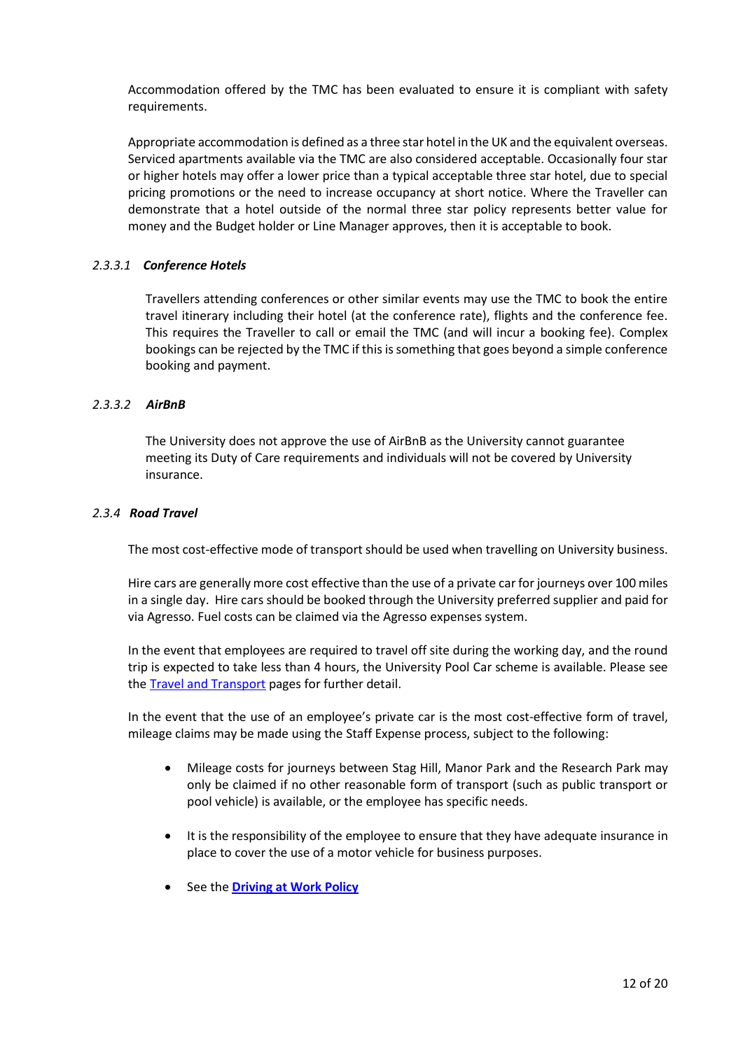Accommodation offered by the TMC has been evaluated to ensure it is compliant with safety requirements.

Appropriate accommodation is defined as a three star hotel in the UK and the equivalent overseas. Serviced apartments available via the TMC are also considered acceptable. Occasionally four star or higher hotels may offer a lower price than a typical acceptable three star hotel, due to special pricing promotions or the need to increase occupancy at short notice. Where the Traveller can demonstrate that a hotel outside of the normal three star policy represents better value for money and the Budget holder or Line Manager approves, then it is acceptable to book.

#### *2.3.3.1 Conference Hotels*

Travellers attending conferences or other similar events may use the TMC to book the entire travel itinerary including their hotel (at the conference rate), flights and the conference fee. This requires the Traveller to call or email the TMC (and will incur a booking fee). Complex bookings can be rejected by the TMC if this is something that goes beyond a simple conference booking and payment.

#### *2.3.3.2 AirBnB*

The University does not approve the use of AirBnB as the University cannot guarantee meeting its Duty of Care requirements and individuals will not be covered by University insurance.

### *2.3.4 Road Travel*

The most cost-effective mode of transport should be used when travelling on University business.

Hire cars are generally more cost effective than the use of a private car for journeys over 100 miles in a single day. Hire cars should be booked through the University preferred supplier and paid for via Agresso. Fuel costs can be claimed via the Agresso expenses system.

In the event that employees are required to travel off site during the working day, and the round trip is expected to take less than 4 hours, the University Pool Car scheme is available. Please see the [Travel and Transport] pages for further detail.

In the event that the use of an employee's private car is the most cost-effective form of travel, mileage claims may be made using the Staff Expense process, subject to the following:

- Mileage costs for journeys between Stag Hill, Manor Park and the Research Park may only be claimed if no other reasonable form of transport (such as public transport or pool vehicle) is available, or the employee has specific needs.
- It is the responsibility of the employee to ensure that they have adequate insurance in place to cover the use of a motor vehicle for business purposes.
- See the **Driving at Work Policy**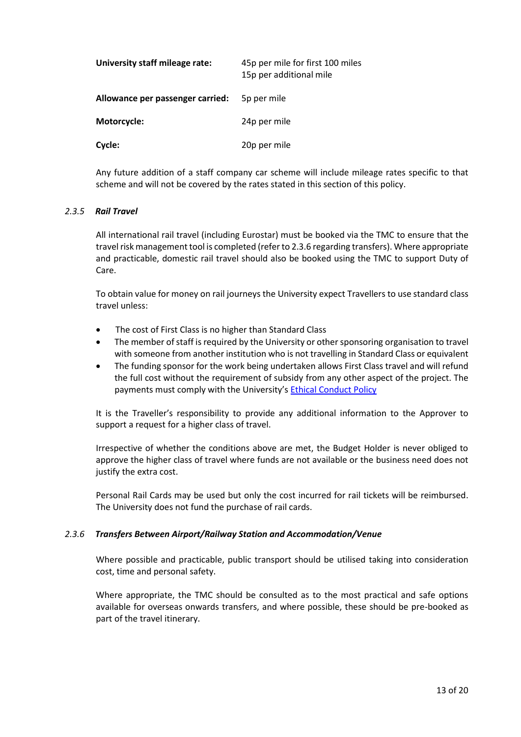| | |
|---|---|
| **University staff mileage rate:** | 45p per mile for first 100 miles<br>15p per additional mile |
| **Allowance per passenger carried:** | 5p per mile |
| **Motorcycle:** | 24p per mile |
| **Cycle:** | 20p per mile |

Any future addition of a staff company car scheme will include mileage rates specific to that scheme and will not be covered by the rates stated in this section of this policy.

#### *2.3.5 Rail Travel*

All international rail travel (including Eurostar) must be booked via the TMC to ensure that the travel risk management tool is completed (refer to 2.3.6 regarding transfers). Where appropriate and practicable, domestic rail travel should also be booked using the TMC to support Duty of Care.

To obtain value for money on rail journeys the University expect Travellers to use standard class travel unless:

- The cost of First Class is no higher than Standard Class
- The member of staff is required by the University or other sponsoring organisation to travel with someone from another institution who is not travelling in Standard Class or equivalent
- The funding sponsor for the work being undertaken allows First Class travel and will refund the full cost without the requirement of subsidy from any other aspect of the project. The payments must comply with the University's Ethical Conduct Policy

It is the Traveller's responsibility to provide any additional information to the Approver to support a request for a higher class of travel.

Irrespective of whether the conditions above are met, the Budget Holder is never obliged to approve the higher class of travel where funds are not available or the business need does not justify the extra cost.

Personal Rail Cards may be used but only the cost incurred for rail tickets will be reimbursed. The University does not fund the purchase of rail cards.

#### *2.3.6 Transfers Between Airport/Railway Station and Accommodation/Venue*

Where possible and practicable, public transport should be utilised taking into consideration cost, time and personal safety.

Where appropriate, the TMC should be consulted as to the most practical and safe options available for overseas onwards transfers, and where possible, these should be pre-booked as part of the travel itinerary.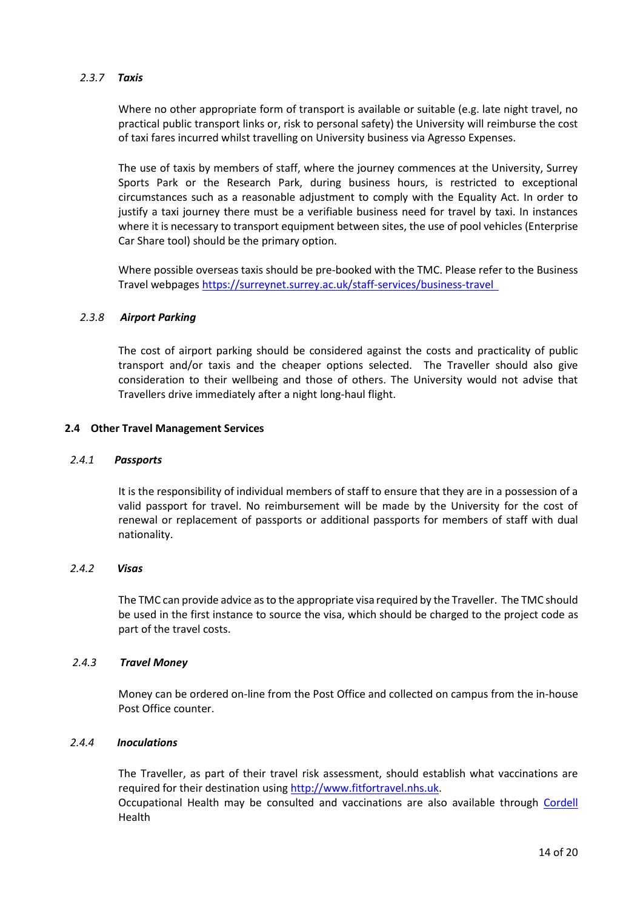#### *2.3.7 Taxis*

Where no other appropriate form of transport is available or suitable (e.g. late night travel, no practical public transport links or, risk to personal safety) the University will reimburse the cost of taxi fares incurred whilst travelling on University business via Agresso Expenses.

The use of taxis by members of staff, where the journey commences at the University, Surrey Sports Park or the Research Park, during business hours, is restricted to exceptional circumstances such as a reasonable adjustment to comply with the Equality Act. In order to justify a taxi journey there must be a verifiable business need for travel by taxi. In instances where it is necessary to transport equipment between sites, the use of pool vehicles (Enterprise Car Share tool) should be the primary option.

Where possible overseas taxis should be pre-booked with the TMC. Please refer to the Business Travel webpages [https://surreynet.surrey.ac.uk/staff-services/business-travel](https://surreynet.surrey.ac.uk/staff-services/business-travel)

#### *2.3.8 Airport Parking*

The cost of airport parking should be considered against the costs and practicality of public transport and/or taxis and the cheaper options selected. The Traveller should also give consideration to their wellbeing and those of others. The University would not advise that Travellers drive immediately after a night long-haul flight.

### 2.4 Other Travel Management Services

#### *2.4.1 Passports*

It is the responsibility of individual members of staff to ensure that they are in a possession of a valid passport for travel. No reimbursement will be made by the University for the cost of renewal or replacement of passports or additional passports for members of staff with dual nationality.

#### *2.4.2 Visas*

The TMC can provide advice as to the appropriate visa required by the Traveller. The TMC should be used in the first instance to source the visa, which should be charged to the project code as part of the travel costs.

#### *2.4.3 Travel Money*

Money can be ordered on-line from the Post Office and collected on campus from the in-house Post Office counter.

#### *2.4.4 Inoculations*

The Traveller, as part of their travel risk assessment, should establish what vaccinations are required for their destination using [http://www.fitfortravel.nhs.uk](http://www.fitfortravel.nhs.uk).
Occupational Health may be consulted and vaccinations are also available through Cordell Health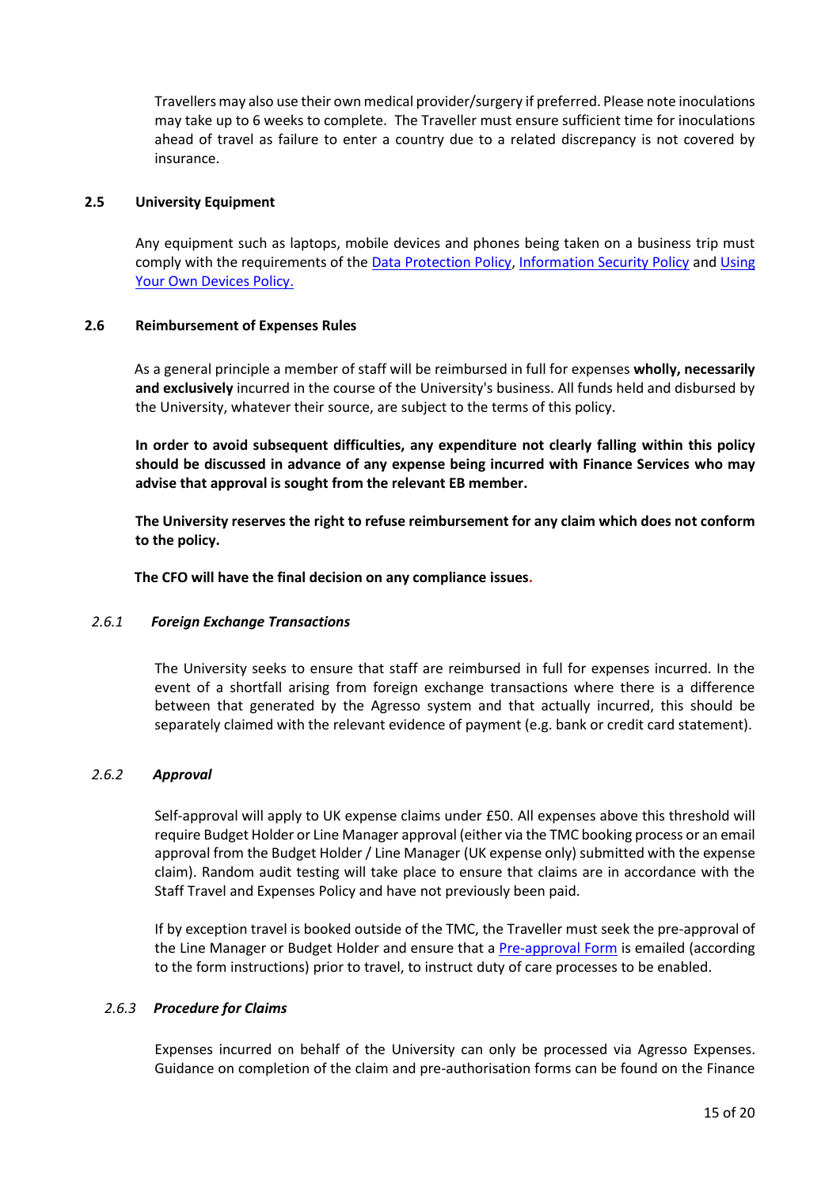Travellers may also use their own medical provider/surgery if preferred. Please note inoculations may take up to 6 weeks to complete. The Traveller must ensure sufficient time for inoculations ahead of travel as failure to enter a country due to a related discrepancy is not covered by insurance.

### 2.5 University Equipment

Any equipment such as laptops, mobile devices and phones being taken on a business trip must comply with the requirements of the Data Protection Policy, Information Security Policy and Using Your Own Devices Policy.

### 2.6 Reimbursement of Expenses Rules

As a general principle a member of staff will be reimbursed in full for expenses **wholly, necessarily and exclusively** incurred in the course of the University's business. All funds held and disbursed by the University, whatever their source, are subject to the terms of this policy.

**In order to avoid subsequent difficulties, any expenditure not clearly falling within this policy should be discussed in advance of any expense being incurred with Finance Services who may advise that approval is sought from the relevant EB member.**

**The University reserves the right to refuse reimbursement for any claim which does not conform to the policy.**

**The CFO will have the final decision on any compliance issues.**

#### *2.6.1 Foreign Exchange Transactions*

The University seeks to ensure that staff are reimbursed in full for expenses incurred. In the event of a shortfall arising from foreign exchange transactions where there is a difference between that generated by the Agresso system and that actually incurred, this should be separately claimed with the relevant evidence of payment (e.g. bank or credit card statement).

#### *2.6.2 Approval*

Self-approval will apply to UK expense claims under £50. All expenses above this threshold will require Budget Holder or Line Manager approval (either via the TMC booking process or an email approval from the Budget Holder / Line Manager (UK expense only) submitted with the expense claim). Random audit testing will take place to ensure that claims are in accordance with the Staff Travel and Expenses Policy and have not previously been paid.

If by exception travel is booked outside of the TMC, the Traveller must seek the pre-approval of the Line Manager or Budget Holder and ensure that a Pre-approval Form is emailed (according to the form instructions) prior to travel, to instruct duty of care processes to be enabled.

#### *2.6.3 Procedure for Claims*

Expenses incurred on behalf of the University can only be processed via Agresso Expenses. Guidance on completion of the claim and pre-authorisation forms can be found on the Finance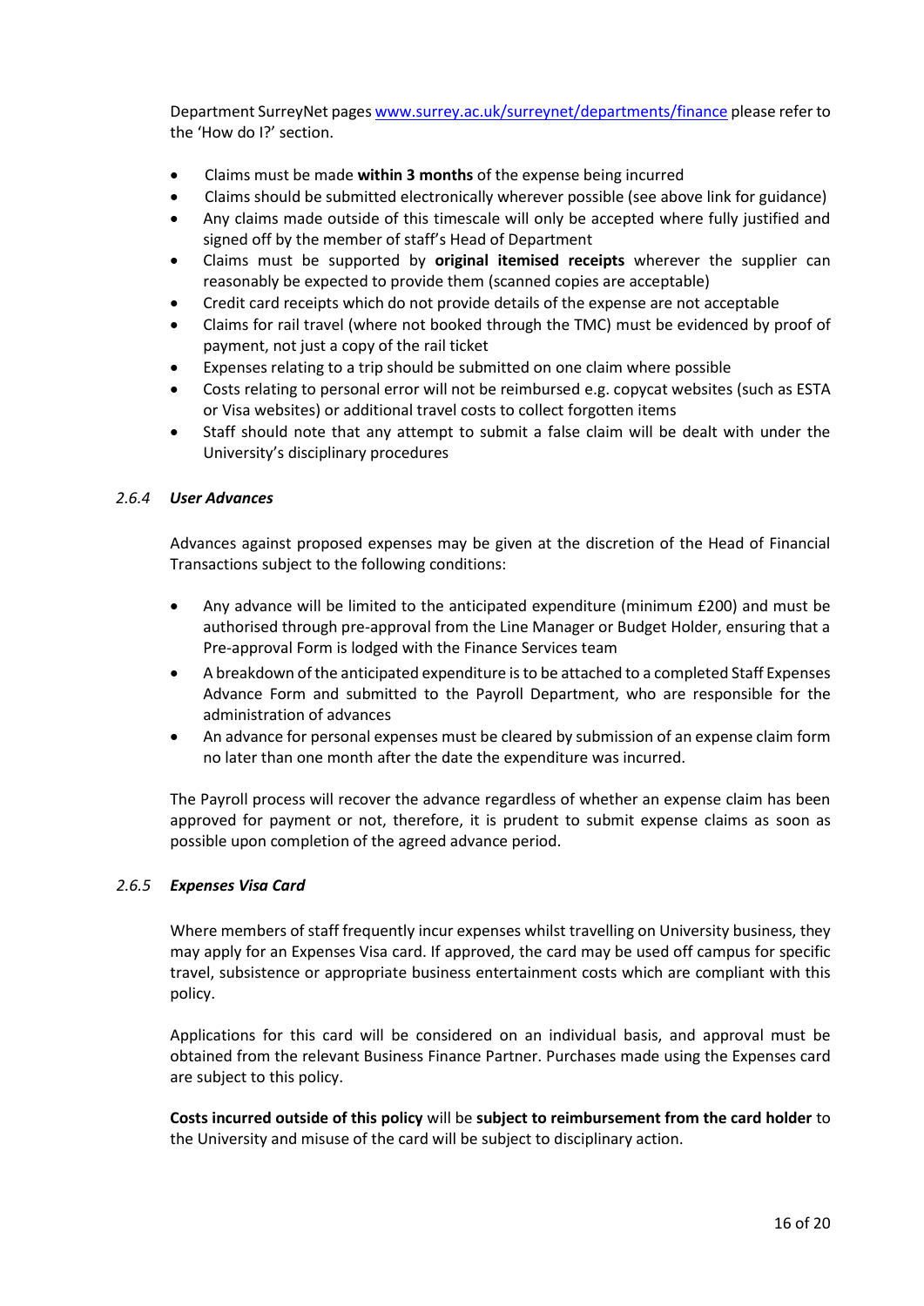Department SurreyNet pages www.surrey.ac.uk/surreynet/departments/finance please refer to the 'How do I?' section.

- Claims must be made **within 3 months** of the expense being incurred
- Claims should be submitted electronically wherever possible (see above link for guidance)
- Any claims made outside of this timescale will only be accepted where fully justified and signed off by the member of staff's Head of Department
- Claims must be supported by **original itemised receipts** wherever the supplier can reasonably be expected to provide them (scanned copies are acceptable)
- Credit card receipts which do not provide details of the expense are not acceptable
- Claims for rail travel (where not booked through the TMC) must be evidenced by proof of payment, not just a copy of the rail ticket
- Expenses relating to a trip should be submitted on one claim where possible
- Costs relating to personal error will not be reimbursed e.g. copycat websites (such as ESTA or Visa websites) or additional travel costs to collect forgotten items
- Staff should note that any attempt to submit a false claim will be dealt with under the University's disciplinary procedures

### *2.6.4 User Advances*

Advances against proposed expenses may be given at the discretion of the Head of Financial Transactions subject to the following conditions:

- Any advance will be limited to the anticipated expenditure (minimum £200) and must be authorised through pre-approval from the Line Manager or Budget Holder, ensuring that a Pre-approval Form is lodged with the Finance Services team
- A breakdown of the anticipated expenditure is to be attached to a completed Staff Expenses Advance Form and submitted to the Payroll Department, who are responsible for the administration of advances
- An advance for personal expenses must be cleared by submission of an expense claim form no later than one month after the date the expenditure was incurred.

The Payroll process will recover the advance regardless of whether an expense claim has been approved for payment or not, therefore, it is prudent to submit expense claims as soon as possible upon completion of the agreed advance period.

### *2.6.5 Expenses Visa Card*

Where members of staff frequently incur expenses whilst travelling on University business, they may apply for an Expenses Visa card. If approved, the card may be used off campus for specific travel, subsistence or appropriate business entertainment costs which are compliant with this policy.

Applications for this card will be considered on an individual basis, and approval must be obtained from the relevant Business Finance Partner. Purchases made using the Expenses card are subject to this policy.

**Costs incurred outside of this policy** will be **subject to reimbursement from the card holder** to the University and misuse of the card will be subject to disciplinary action.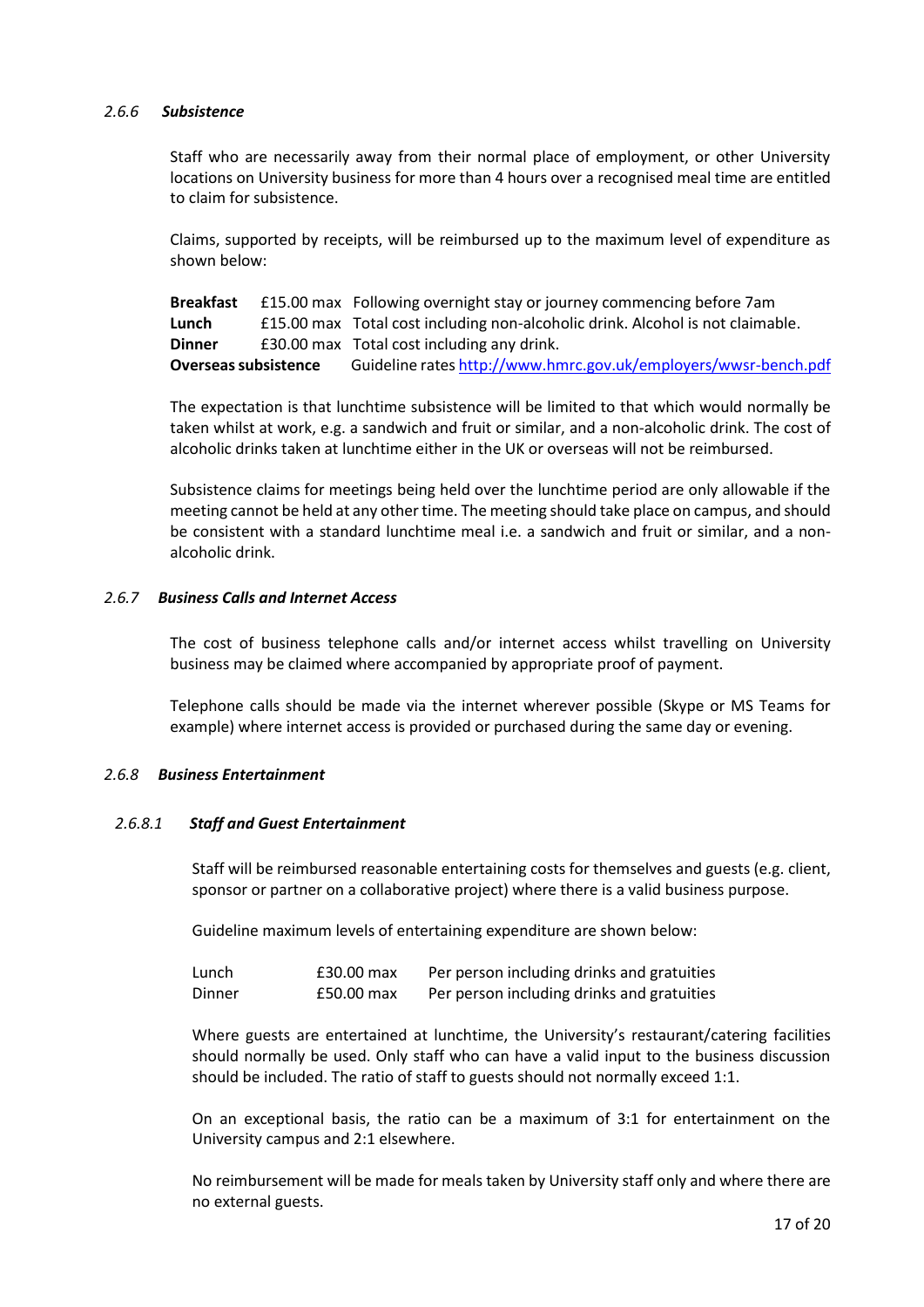### *2.6.6 Subsistence*

Staff who are necessarily away from their normal place of employment, or other University locations on University business for more than 4 hours over a recognised meal time are entitled to claim for subsistence.

Claims, supported by receipts, will be reimbursed up to the maximum level of expenditure as shown below:

| | | |
|---|---|---|
| **Breakfast** | £15.00 max | Following overnight stay or journey commencing before 7am |
| **Lunch** | £15.00 max | Total cost including non-alcoholic drink. Alcohol is not claimable. |
| **Dinner** | £30.00 max | Total cost including any drink. |
| **Overseas subsistence** | | Guideline rates [http://www.hmrc.gov.uk/employers/wwsr-bench.pdf](http://www.hmrc.gov.uk/employers/wwsr-bench.pdf) |

The expectation is that lunchtime subsistence will be limited to that which would normally be taken whilst at work, e.g. a sandwich and fruit or similar, and a non-alcoholic drink. The cost of alcoholic drinks taken at lunchtime either in the UK or overseas will not be reimbursed.

Subsistence claims for meetings being held over the lunchtime period are only allowable if the meeting cannot be held at any other time. The meeting should take place on campus, and should be consistent with a standard lunchtime meal i.e. a sandwich and fruit or similar, and a non-alcoholic drink.

### *2.6.7 Business Calls and Internet Access*

The cost of business telephone calls and/or internet access whilst travelling on University business may be claimed where accompanied by appropriate proof of payment.

Telephone calls should be made via the internet wherever possible (Skype or MS Teams for example) where internet access is provided or purchased during the same day or evening.

### *2.6.8 Business Entertainment*

#### *2.6.8.1 Staff and Guest Entertainment*

Staff will be reimbursed reasonable entertaining costs for themselves and guests (e.g. client, sponsor or partner on a collaborative project) where there is a valid business purpose.

Guideline maximum levels of entertaining expenditure are shown below:

| | | |
|---|---|---|
| Lunch | £30.00 max | Per person including drinks and gratuities |
| Dinner | £50.00 max | Per person including drinks and gratuities |

Where guests are entertained at lunchtime, the University's restaurant/catering facilities should normally be used. Only staff who can have a valid input to the business discussion should be included. The ratio of staff to guests should not normally exceed 1:1.

On an exceptional basis, the ratio can be a maximum of 3:1 for entertainment on the University campus and 2:1 elsewhere.

No reimbursement will be made for meals taken by University staff only and where there are no external guests.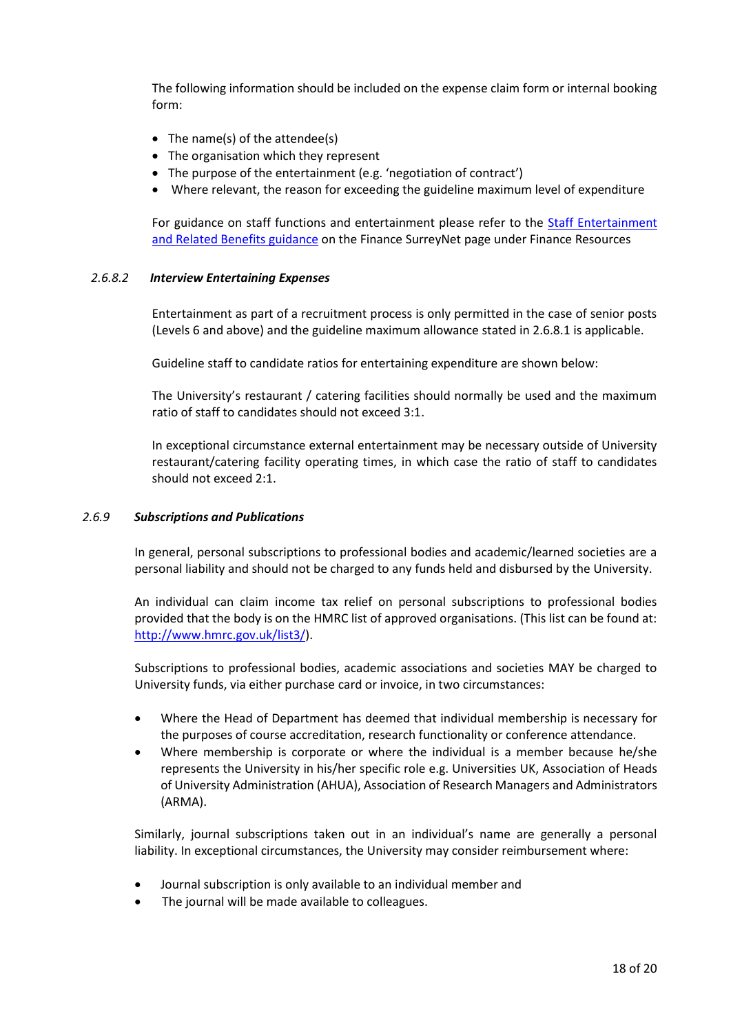The following information should be included on the expense claim form or internal booking form:

- The name(s) of the attendee(s)
- The organisation which they represent
- The purpose of the entertainment (e.g. 'negotiation of contract')
- Where relevant, the reason for exceeding the guideline maximum level of expenditure

For guidance on staff functions and entertainment please refer to the [Staff Entertainment and Related Benefits guidance]() on the Finance SurreyNet page under Finance Resources

#### *2.6.8.2 Interview Entertaining Expenses*

Entertainment as part of a recruitment process is only permitted in the case of senior posts (Levels 6 and above) and the guideline maximum allowance stated in 2.6.8.1 is applicable.

Guideline staff to candidate ratios for entertaining expenditure are shown below:

The University's restaurant / catering facilities should normally be used and the maximum ratio of staff to candidates should not exceed 3:1.

In exceptional circumstance external entertainment may be necessary outside of University restaurant/catering facility operating times, in which case the ratio of staff to candidates should not exceed 2:1.

### *2.6.9 Subscriptions and Publications*

In general, personal subscriptions to professional bodies and academic/learned societies are a personal liability and should not be charged to any funds held and disbursed by the University.

An individual can claim income tax relief on personal subscriptions to professional bodies provided that the body is on the HMRC list of approved organisations. (This list can be found at: [http://www.hmrc.gov.uk/list3/](http://www.hmrc.gov.uk/list3/)).

Subscriptions to professional bodies, academic associations and societies MAY be charged to University funds, via either purchase card or invoice, in two circumstances:

- Where the Head of Department has deemed that individual membership is necessary for the purposes of course accreditation, research functionality or conference attendance.
- Where membership is corporate or where the individual is a member because he/she represents the University in his/her specific role e.g. Universities UK, Association of Heads of University Administration (AHUA), Association of Research Managers and Administrators (ARMA).

Similarly, journal subscriptions taken out in an individual's name are generally a personal liability. In exceptional circumstances, the University may consider reimbursement where:

- Journal subscription is only available to an individual member and
- The journal will be made available to colleagues.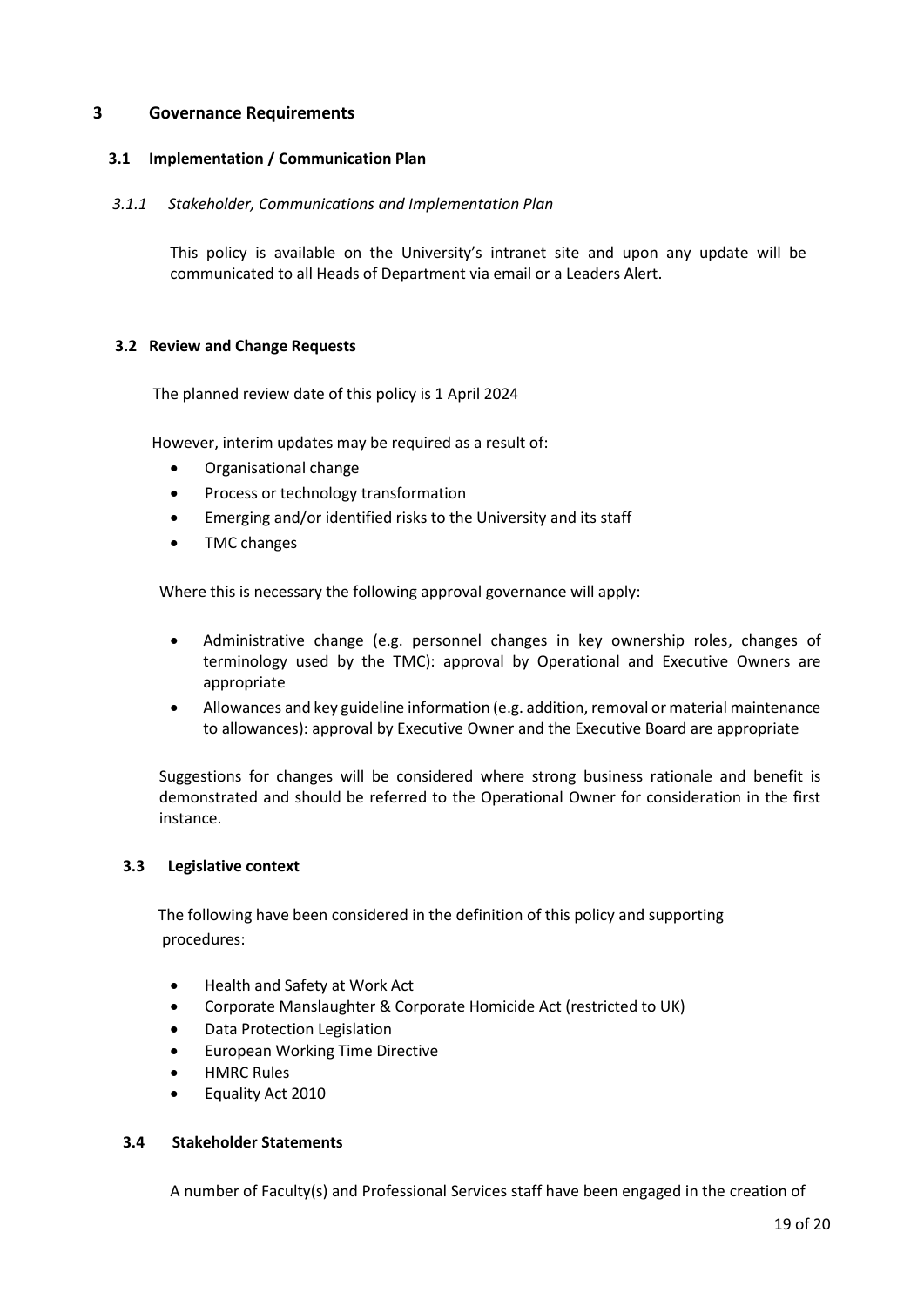# 3 Governance Requirements

## 3.1 Implementation / Communication Plan

### *3.1.1 Stakeholder, Communications and Implementation Plan*

This policy is available on the University's intranet site and upon any update will be communicated to all Heads of Department via email or a Leaders Alert.

## 3.2 Review and Change Requests

The planned review date of this policy is 1 April 2024

However, interim updates may be required as a result of:

- Organisational change
- Process or technology transformation
- Emerging and/or identified risks to the University and its staff
- TMC changes

Where this is necessary the following approval governance will apply:

- Administrative change (e.g. personnel changes in key ownership roles, changes of terminology used by the TMC): approval by Operational and Executive Owners are appropriate
- Allowances and key guideline information (e.g. addition, removal or material maintenance to allowances): approval by Executive Owner and the Executive Board are appropriate

Suggestions for changes will be considered where strong business rationale and benefit is demonstrated and should be referred to the Operational Owner for consideration in the first instance.

## 3.3 Legislative context

The following have been considered in the definition of this policy and supporting procedures:

- Health and Safety at Work Act
- Corporate Manslaughter & Corporate Homicide Act (restricted to UK)
- Data Protection Legislation
- European Working Time Directive
- HMRC Rules
- Equality Act 2010

## 3.4 Stakeholder Statements

A number of Faculty(s) and Professional Services staff have been engaged in the creation of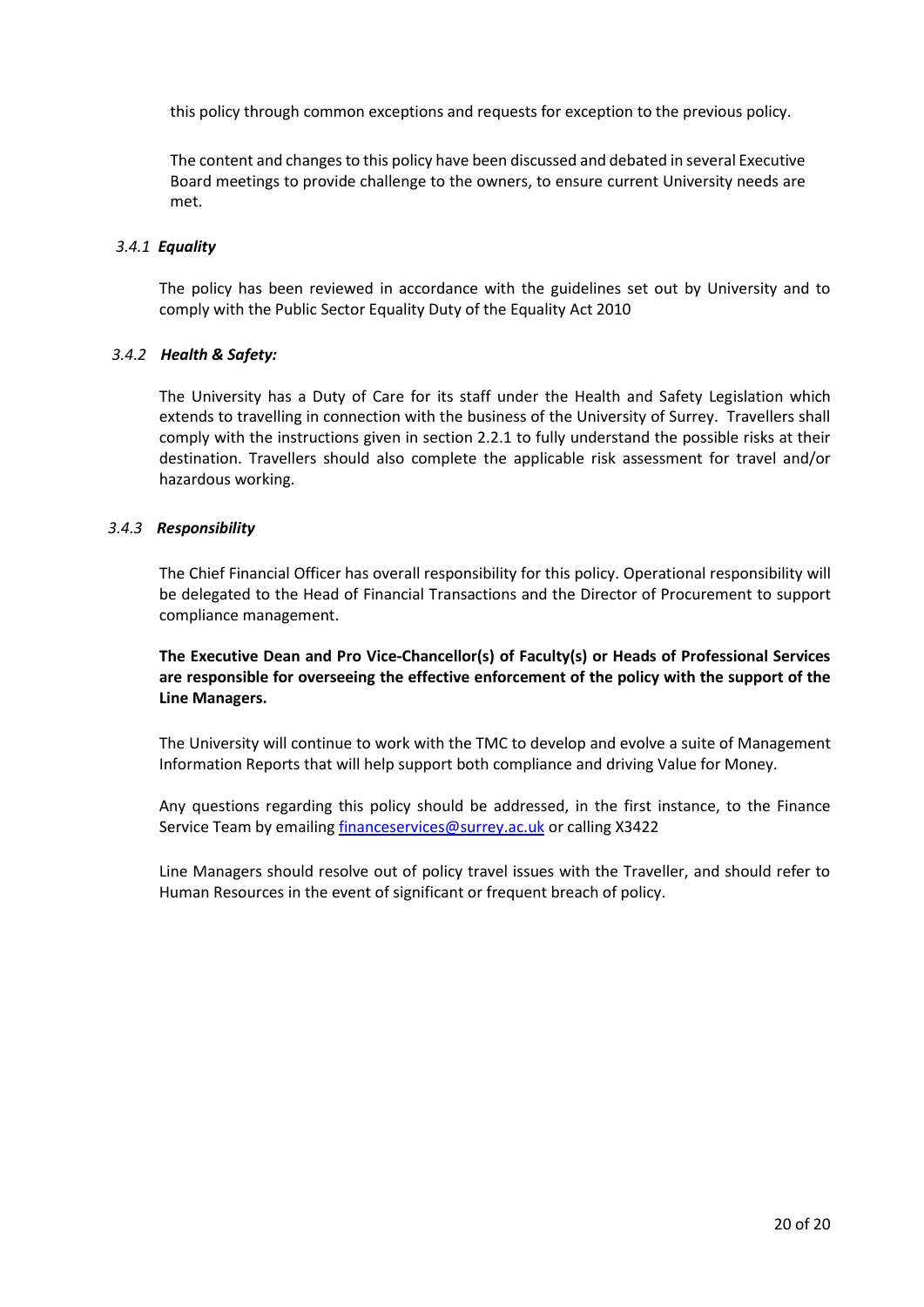this policy through common exceptions and requests for exception to the previous policy.

The content and changes to this policy have been discussed and debated in several Executive Board meetings to provide challenge to the owners, to ensure current University needs are met.

#### *3.4.1 Equality*

The policy has been reviewed in accordance with the guidelines set out by University and to comply with the Public Sector Equality Duty of the Equality Act 2010

#### *3.4.2 Health & Safety:*

The University has a Duty of Care for its staff under the Health and Safety Legislation which extends to travelling in connection with the business of the University of Surrey. Travellers shall comply with the instructions given in section 2.2.1 to fully understand the possible risks at their destination. Travellers should also complete the applicable risk assessment for travel and/or hazardous working.

#### *3.4.3 Responsibility*

The Chief Financial Officer has overall responsibility for this policy. Operational responsibility will be delegated to the Head of Financial Transactions and the Director of Procurement to support compliance management.

**The Executive Dean and Pro Vice-Chancellor(s) of Faculty(s) or Heads of Professional Services are responsible for overseeing the effective enforcement of the policy with the support of the Line Managers.**

The University will continue to work with the TMC to develop and evolve a suite of Management Information Reports that will help support both compliance and driving Value for Money.

Any questions regarding this policy should be addressed, in the first instance, to the Finance Service Team by emailing [financeservices@surrey.ac.uk](mailto:financeservices@surrey.ac.uk) or calling X3422

Line Managers should resolve out of policy travel issues with the Traveller, and should refer to Human Resources in the event of significant or frequent breach of policy.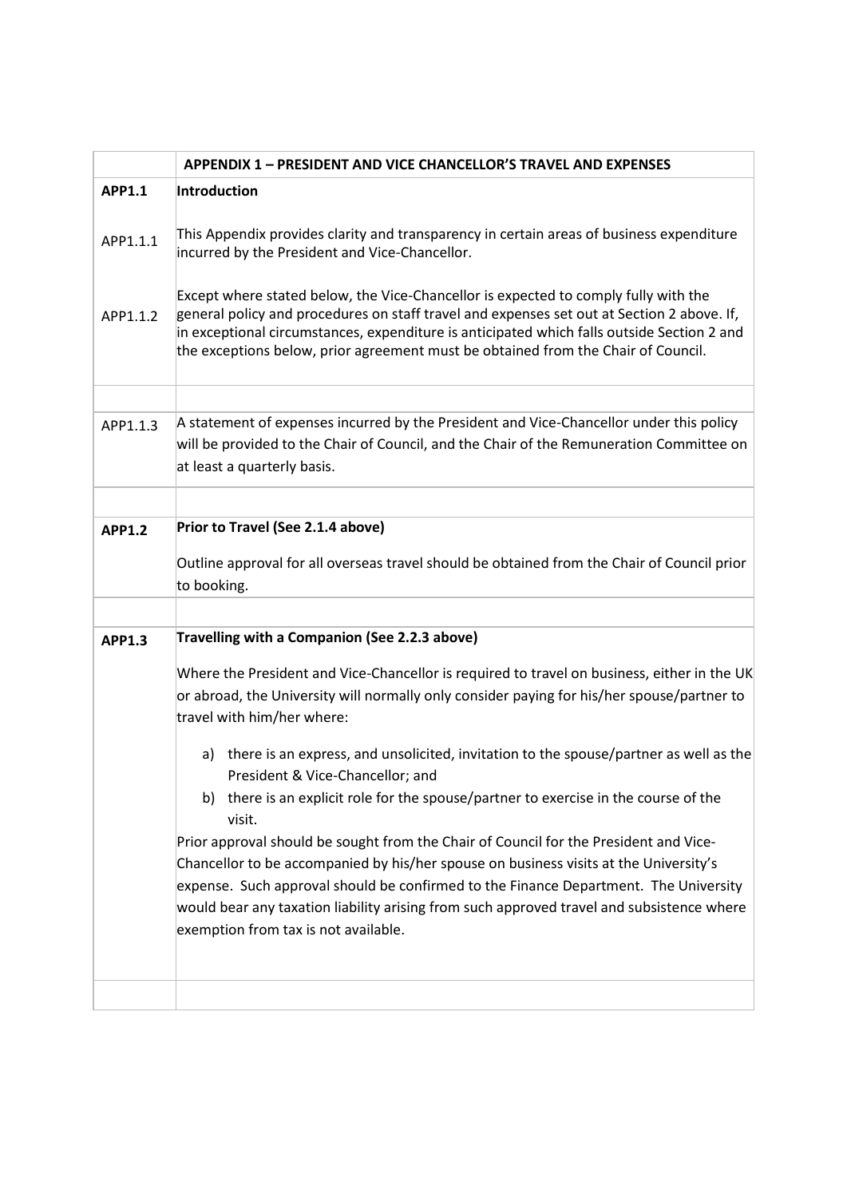| | APPENDIX 1 – PRESIDENT AND VICE CHANCELLOR'S TRAVEL AND EXPENSES |
|---|---|
| **APP1.1** | **Introduction** |
| APP1.1.1 | This Appendix provides clarity and transparency in certain areas of business expenditure incurred by the President and Vice-Chancellor. |
| APP1.1.2 | Except where stated below, the Vice-Chancellor is expected to comply fully with the general policy and procedures on staff travel and expenses set out at Section 2 above. If, in exceptional circumstances, expenditure is anticipated which falls outside Section 2 and the exceptions below, prior agreement must be obtained from the Chair of Council. |
| | |
| APP1.1.3 | A statement of expenses incurred by the President and Vice-Chancellor under this policy will be provided to the Chair of Council, and the Chair of the Remuneration Committee on at least a quarterly basis. |
| | |
| **APP1.2** | **Prior to Travel (See 2.1.4 above)**<br><br>Outline approval for all overseas travel should be obtained from the Chair of Council prior to booking. |
| | |
| **APP1.3** | **Travelling with a Companion (See 2.2.3 above)**<br><br>Where the President and Vice-Chancellor is required to travel on business, either in the UK or abroad, the University will normally only consider paying for his/her spouse/partner to travel with him/her where:<br><br>a) there is an express, and unsolicited, invitation to the spouse/partner as well as the President & Vice-Chancellor; and<br>b) there is an explicit role for the spouse/partner to exercise in the course of the visit.<br><br>Prior approval should be sought from the Chair of Council for the President and Vice-Chancellor to be accompanied by his/her spouse on business visits at the University's expense. Such approval should be confirmed to the Finance Department. The University would bear any taxation liability arising from such approved travel and subsistence where exemption from tax is not available. |
| | |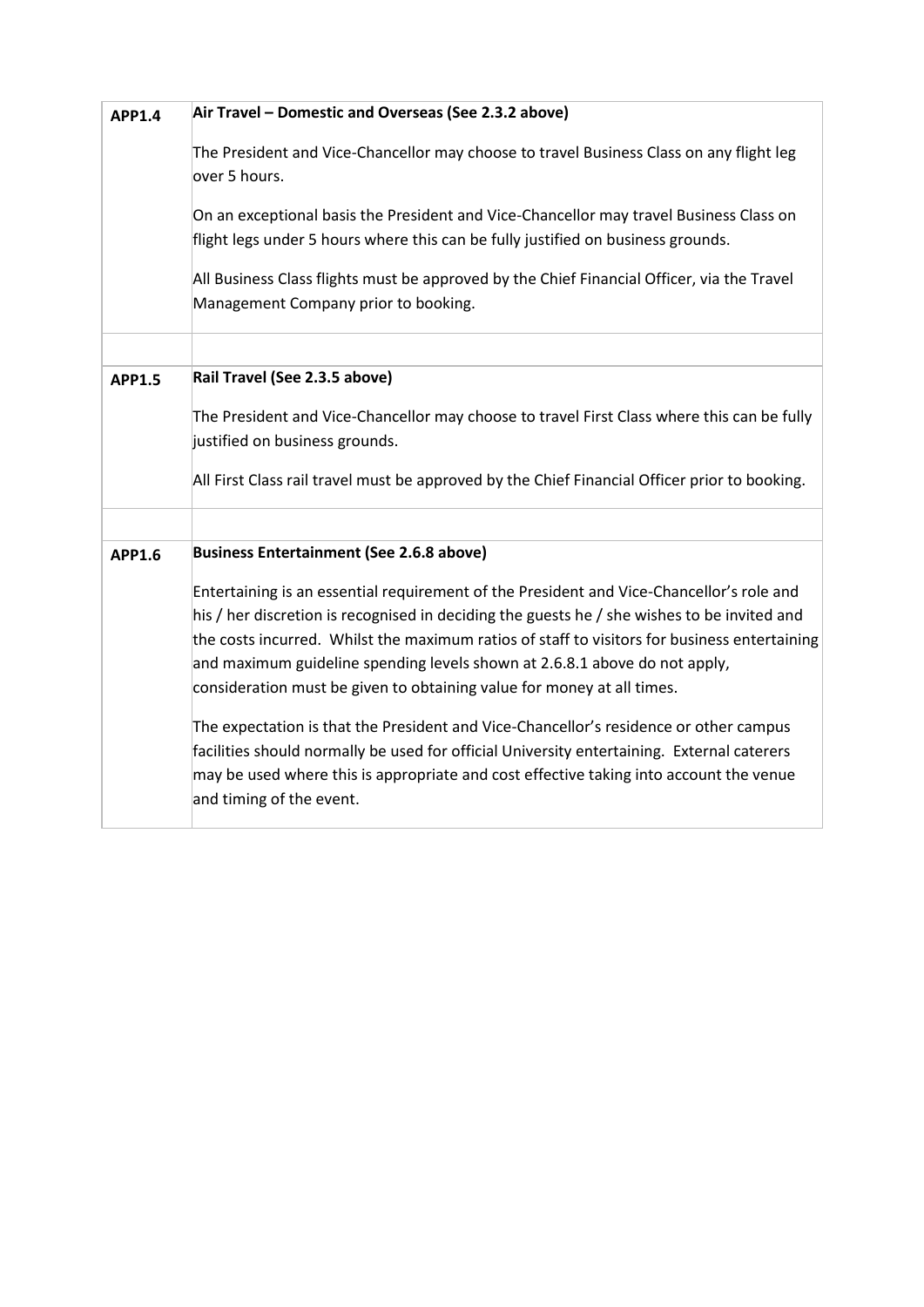| | |
|---|---|
| **APP1.4** | **Air Travel – Domestic and Overseas (See 2.3.2 above)**<br><br>The President and Vice-Chancellor may choose to travel Business Class on any flight leg over 5 hours.<br><br>On an exceptional basis the President and Vice-Chancellor may travel Business Class on flight legs under 5 hours where this can be fully justified on business grounds.<br><br>All Business Class flights must be approved by the Chief Financial Officer, via the Travel Management Company prior to booking. |
| | |
| **APP1.5** | **Rail Travel (See 2.3.5 above)**<br><br>The President and Vice-Chancellor may choose to travel First Class where this can be fully justified on business grounds.<br><br>All First Class rail travel must be approved by the Chief Financial Officer prior to booking. |
| | |
| **APP1.6** | **Business Entertainment (See 2.6.8 above)**<br><br>Entertaining is an essential requirement of the President and Vice-Chancellor's role and his / her discretion is recognised in deciding the guests he / she wishes to be invited and the costs incurred. Whilst the maximum ratios of staff to visitors for business entertaining and maximum guideline spending levels shown at 2.6.8.1 above do not apply, consideration must be given to obtaining value for money at all times.<br><br>The expectation is that the President and Vice-Chancellor's residence or other campus facilities should normally be used for official University entertaining. External caterers may be used where this is appropriate and cost effective taking into account the venue and timing of the event. |